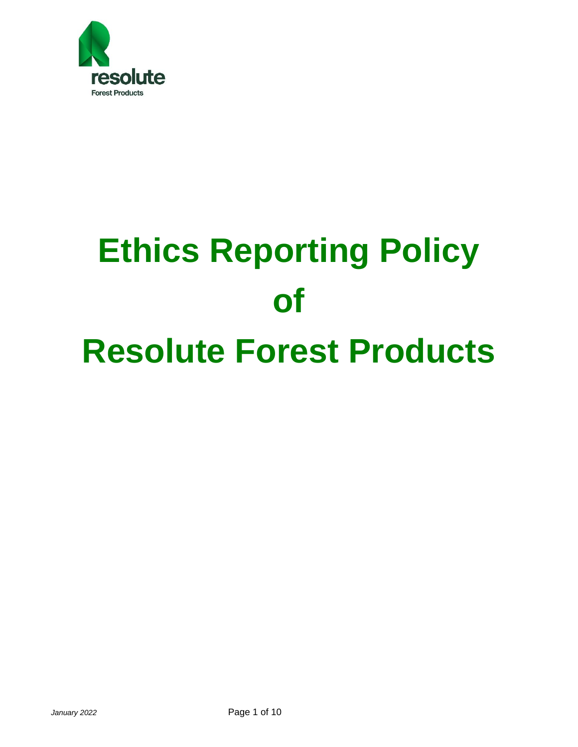resolute

Forest Products

# Ethics Reporting Policy of Resolute Forest Products

*January 2022*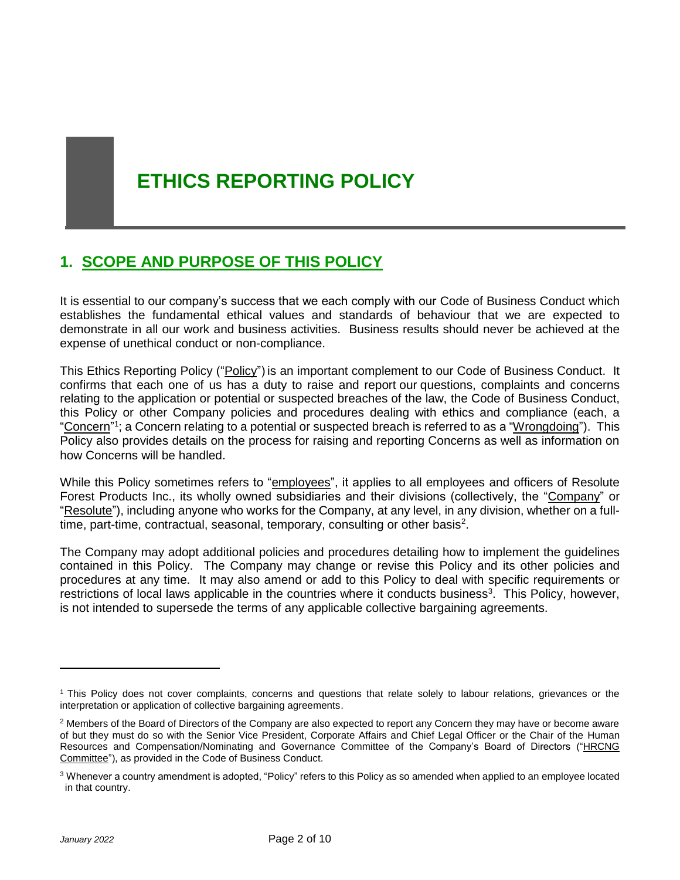# ETHICS REPORTING POLICY

## 1. SCOPE AND PURPOSE OF THIS POLICY

It is essential to our company's success that we each comply with our Code of Business Conduct which establishes the fundamental ethical values and standards of behaviour that we are expected to demonstrate in all our work and business activities. Business results should never be achieved at the expense of unethical conduct or non-compliance.

This Ethics Reporting Policy ("Policy") is an important complement to our Code of Business Conduct. It confirms that each one of us has a duty to raise and report our questions, complaints and concerns relating to the application or potential or suspected breaches of the law, the Code of Business Conduct, this Policy or other Company policies and procedures dealing with ethics and compliance (each, a "Concern"[1]; a Concern relating to a potential or suspected breach is referred to as a "Wrongdoing"). This Policy also provides details on the process for raising and reporting Concerns as well as information on how Concerns will be handled.

While this Policy sometimes refers to "employees", it applies to all employees and officers of Resolute Forest Products Inc., its wholly owned subsidiaries and their divisions (collectively, the "Company" or "Resolute"), including anyone who works for the Company, at any level, in any division, whether on a full-time, part-time, contractual, seasonal, temporary, consulting or other basis[2].

The Company may adopt additional policies and procedures detailing how to implement the guidelines contained in this Policy. The Company may change or revise this Policy and its other policies and procedures at any time. It may also amend or add to this Policy to deal with specific requirements or restrictions of local laws applicable in the countries where it conducts business[3]. This Policy, however, is not intended to supersede the terms of any applicable collective bargaining agreements.

---

[1] This Policy does not cover complaints, concerns and questions that relate solely to labour relations, grievances or the interpretation or application of collective bargaining agreements.

[2] Members of the Board of Directors of the Company are also expected to report any Concern they may have or become aware of but they must do so with the Senior Vice President, Corporate Affairs and Chief Legal Officer or the Chair of the Human Resources and Compensation/Nominating and Governance Committee of the Company's Board of Directors ("HRCNG Committee"), as provided in the Code of Business Conduct.

[3] Whenever a country amendment is adopted, "Policy" refers to this Policy as so amended when applied to an employee located in that country.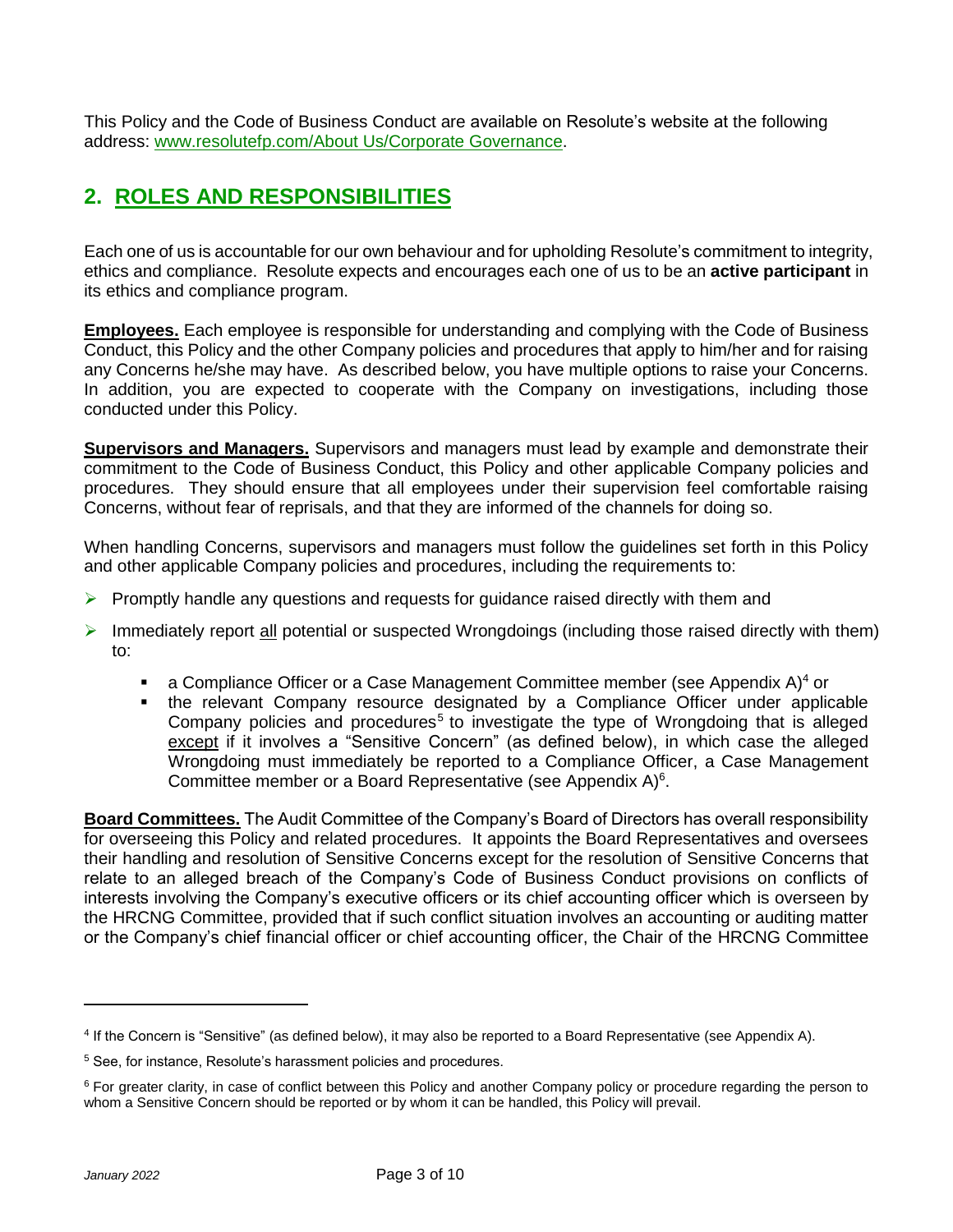This Policy and the Code of Business Conduct are available on Resolute's website at the following address: [www.resolutefp.com/About Us/Corporate Governance](www.resolutefp.com/About Us/Corporate Governance).

## 2. ROLES AND RESPONSIBILITIES

Each one of us is accountable for our own behaviour and for upholding Resolute's commitment to integrity, ethics and compliance. Resolute expects and encourages each one of us to be an **active participant** in its ethics and compliance program.

**Employees.** Each employee is responsible for understanding and complying with the Code of Business Conduct, this Policy and the other Company policies and procedures that apply to him/her and for raising any Concerns he/she may have. As described below, you have multiple options to raise your Concerns. In addition, you are expected to cooperate with the Company on investigations, including those conducted under this Policy.

**Supervisors and Managers.** Supervisors and managers must lead by example and demonstrate their commitment to the Code of Business Conduct, this Policy and other applicable Company policies and procedures. They should ensure that all employees under their supervision feel comfortable raising Concerns, without fear of reprisals, and that they are informed of the channels for doing so.

When handling Concerns, supervisors and managers must follow the guidelines set forth in this Policy and other applicable Company policies and procedures, including the requirements to:

- Promptly handle any questions and requests for guidance raised directly with them and
- Immediately report all potential or suspected Wrongdoings (including those raised directly with them) to:
  - a Compliance Officer or a Case Management Committee member (see Appendix A)[4] or
  - the relevant Company resource designated by a Compliance Officer under applicable Company policies and procedures[5] to investigate the type of Wrongdoing that is alleged except if it involves a "Sensitive Concern" (as defined below), in which case the alleged Wrongdoing must immediately be reported to a Compliance Officer, a Case Management Committee member or a Board Representative (see Appendix A)[6].

**Board Committees.** The Audit Committee of the Company's Board of Directors has overall responsibility for overseeing this Policy and related procedures. It appoints the Board Representatives and oversees their handling and resolution of Sensitive Concerns except for the resolution of Sensitive Concerns that relate to an alleged breach of the Company's Code of Business Conduct provisions on conflicts of interests involving the Company's executive officers or its chief accounting officer which is overseen by the HRCNG Committee, provided that if such conflict situation involves an accounting or auditing matter or the Company's chief financial officer or chief accounting officer, the Chair of the HRCNG Committee

---

[4] If the Concern is "Sensitive" (as defined below), it may also be reported to a Board Representative (see Appendix A).

[5] See, for instance, Resolute's harassment policies and procedures.

[6] For greater clarity, in case of conflict between this Policy and another Company policy or procedure regarding the person to whom a Sensitive Concern should be reported or by whom it can be handled, this Policy will prevail.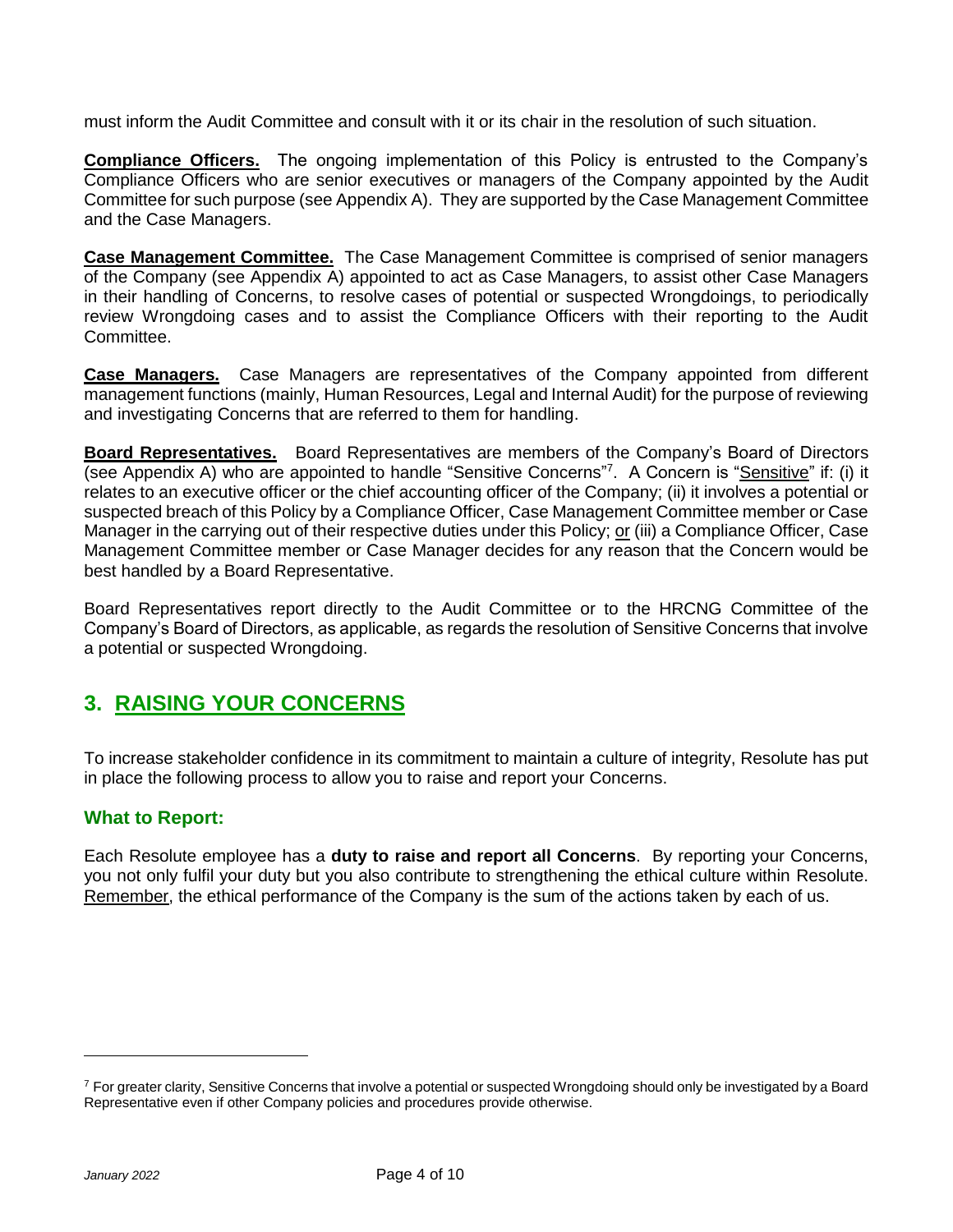must inform the Audit Committee and consult with it or its chair in the resolution of such situation.

**Compliance Officers.** The ongoing implementation of this Policy is entrusted to the Company's Compliance Officers who are senior executives or managers of the Company appointed by the Audit Committee for such purpose (see Appendix A). They are supported by the Case Management Committee and the Case Managers.

**Case Management Committee.** The Case Management Committee is comprised of senior managers of the Company (see Appendix A) appointed to act as Case Managers, to assist other Case Managers in their handling of Concerns, to resolve cases of potential or suspected Wrongdoings, to periodically review Wrongdoing cases and to assist the Compliance Officers with their reporting to the Audit Committee.

**Case Managers.** Case Managers are representatives of the Company appointed from different management functions (mainly, Human Resources, Legal and Internal Audit) for the purpose of reviewing and investigating Concerns that are referred to them for handling.

**Board Representatives.** Board Representatives are members of the Company's Board of Directors (see Appendix A) who are appointed to handle "Sensitive Concerns"[7]. A Concern is "Sensitive" if: (i) it relates to an executive officer or the chief accounting officer of the Company; (ii) it involves a potential or suspected breach of this Policy by a Compliance Officer, Case Management Committee member or Case Manager in the carrying out of their respective duties under this Policy; or (iii) a Compliance Officer, Case Management Committee member or Case Manager decides for any reason that the Concern would be best handled by a Board Representative.

Board Representatives report directly to the Audit Committee or to the HRCNG Committee of the Company's Board of Directors, as applicable, as regards the resolution of Sensitive Concerns that involve a potential or suspected Wrongdoing.

## 3. RAISING YOUR CONCERNS

To increase stakeholder confidence in its commitment to maintain a culture of integrity, Resolute has put in place the following process to allow you to raise and report your Concerns.

### What to Report:

Each Resolute employee has a **duty to raise and report all Concerns**. By reporting your Concerns, you not only fulfil your duty but you also contribute to strengthening the ethical culture within Resolute. Remember, the ethical performance of the Company is the sum of the actions taken by each of us.

---

[7] For greater clarity, Sensitive Concerns that involve a potential or suspected Wrongdoing should only be investigated by a Board Representative even if other Company policies and procedures provide otherwise.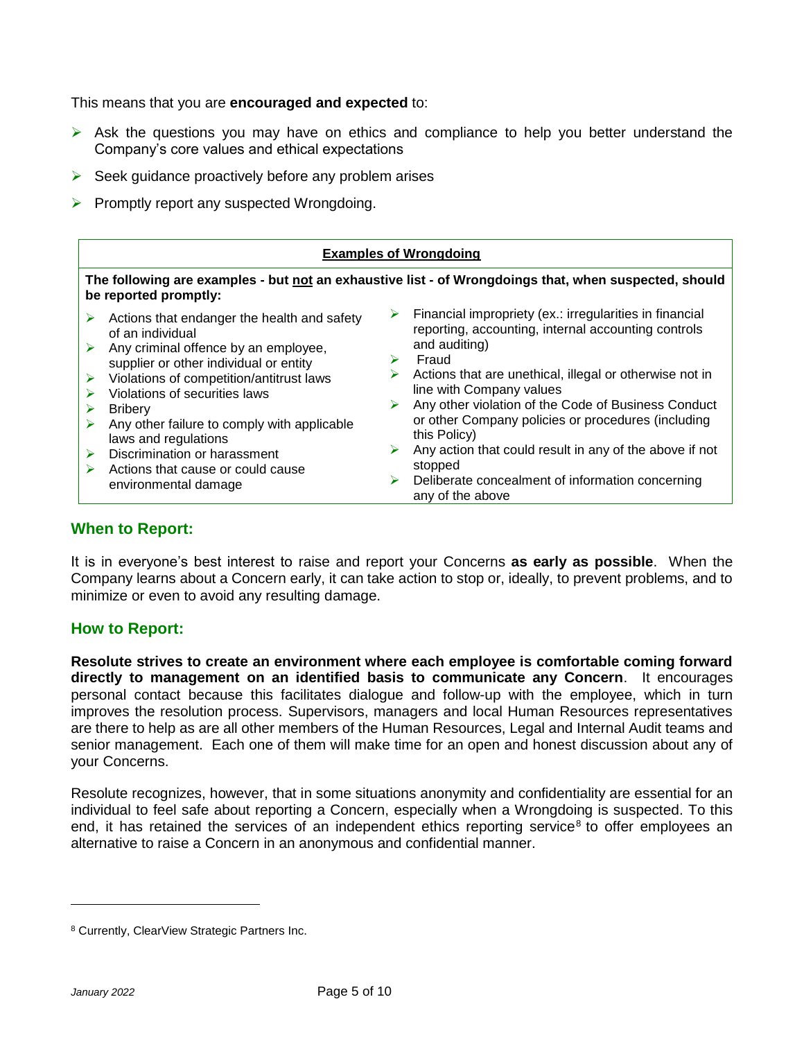This means that you are **encouraged and expected** to:

- Ask the questions you may have on ethics and compliance to help you better understand the Company's core values and ethical expectations
- Seek guidance proactively before any problem arises
- Promptly report any suspected Wrongdoing.

**Examples of Wrongdoing**

**The following are examples - but not an exhaustive list - of Wrongdoings that, when suspected, should be reported promptly:**

- Actions that endanger the health and safety of an individual
- Any criminal offence by an employee, supplier or other individual or entity
- Violations of competition/antitrust laws
- Violations of securities laws
- Bribery
- Any other failure to comply with applicable laws and regulations
- Discrimination or harassment
- Actions that cause or could cause environmental damage
- Financial impropriety (ex.: irregularities in financial reporting, accounting, internal accounting controls and auditing)
- Fraud
- Actions that are unethical, illegal or otherwise not in line with Company values
- Any other violation of the Code of Business Conduct or other Company policies or procedures (including this Policy)
- Any action that could result in any of the above if not stopped
- Deliberate concealment of information concerning any of the above

## When to Report:

It is in everyone's best interest to raise and report your Concerns **as early as possible**. When the Company learns about a Concern early, it can take action to stop or, ideally, to prevent problems, and to minimize or even to avoid any resulting damage.

## How to Report:

**Resolute strives to create an environment where each employee is comfortable coming forward directly to management on an identified basis to communicate any Concern**. It encourages personal contact because this facilitates dialogue and follow-up with the employee, which in turn improves the resolution process. Supervisors, managers and local Human Resources representatives are there to help as are all other members of the Human Resources, Legal and Internal Audit teams and senior management. Each one of them will make time for an open and honest discussion about any of your Concerns.

Resolute recognizes, however, that in some situations anonymity and confidentiality are essential for an individual to feel safe about reporting a Concern, especially when a Wrongdoing is suspected. To this end, it has retained the services of an independent ethics reporting service[8] to offer employees an alternative to raise a Concern in an anonymous and confidential manner.

[8] Currently, ClearView Strategic Partners Inc.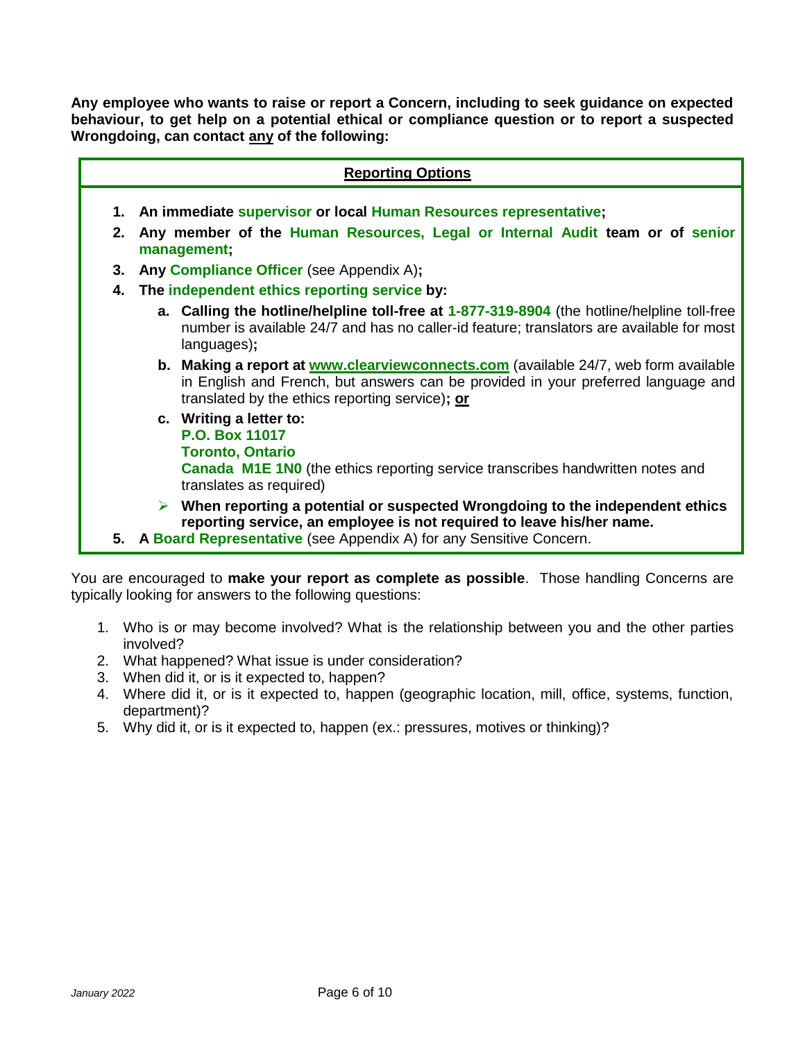**Any employee who wants to raise or report a Concern, including to seek guidance on expected behaviour, to get help on a potential ethical or compliance question or to report a suspected Wrongdoing, can contact <u>any</u> of the following:**

**<u>Reporting Options</u>**

1. **An immediate supervisor or local Human Resources representative;**
2. **Any member of the Human Resources, Legal or Internal Audit team or of senior management;**
3. **Any Compliance Officer** (see Appendix A)**;**
4. **The independent ethics reporting service by:**
   - **a. Calling the hotline/helpline toll-free at 1-877-319-8904** (the hotline/helpline toll-free number is available 24/7 and has no caller-id feature; translators are available for most languages)**;**
   - **b. Making a report at [www.clearviewconnects.com](http://www.clearviewconnects.com)** (available 24/7, web form available in English and French, but answers can be provided in your preferred language and translated by the ethics reporting service)**; <u>or</u>**
   - **c. Writing a letter to:**
     **P.O. Box 11017**
     **Toronto, Ontario**
     **Canada M1E 1N0** (the ethics reporting service transcribes handwritten notes and translates as required)
   - ➢ **When reporting a potential or suspected Wrongdoing to the independent ethics reporting service, an employee is not required to leave his/her name.**
5. **A Board Representative** (see Appendix A) for any Sensitive Concern.

You are encouraged to **make your report as complete as possible**. Those handling Concerns are typically looking for answers to the following questions:

1. Who is or may become involved? What is the relationship between you and the other parties involved?
2. What happened? What issue is under consideration?
3. When did it, or is it expected to, happen?
4. Where did it, or is it expected to, happen (geographic location, mill, office, systems, function, department)?
5. Why did it, or is it expected to, happen (ex.: pressures, motives or thinking)?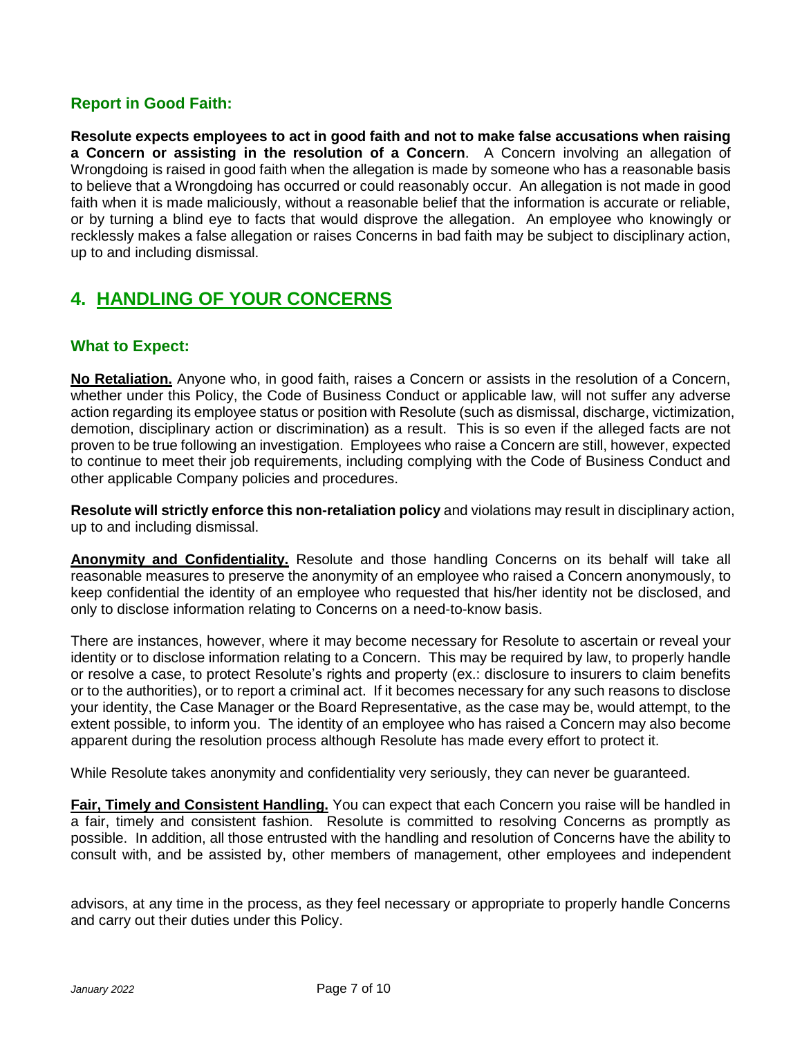### Report in Good Faith:

**Resolute expects employees to act in good faith and not to make false accusations when raising a Concern or assisting in the resolution of a Concern**. A Concern involving an allegation of Wrongdoing is raised in good faith when the allegation is made by someone who has a reasonable basis to believe that a Wrongdoing has occurred or could reasonably occur. An allegation is not made in good faith when it is made maliciously, without a reasonable belief that the information is accurate or reliable, or by turning a blind eye to facts that would disprove the allegation. An employee who knowingly or recklessly makes a false allegation or raises Concerns in bad faith may be subject to disciplinary action, up to and including dismissal.

## 4. HANDLING OF YOUR CONCERNS

### What to Expect:

**No Retaliation.** Anyone who, in good faith, raises a Concern or assists in the resolution of a Concern, whether under this Policy, the Code of Business Conduct or applicable law, will not suffer any adverse action regarding its employee status or position with Resolute (such as dismissal, discharge, victimization, demotion, disciplinary action or discrimination) as a result. This is so even if the alleged facts are not proven to be true following an investigation. Employees who raise a Concern are still, however, expected to continue to meet their job requirements, including complying with the Code of Business Conduct and other applicable Company policies and procedures.

**Resolute will strictly enforce this non-retaliation policy** and violations may result in disciplinary action, up to and including dismissal.

**Anonymity and Confidentiality.** Resolute and those handling Concerns on its behalf will take all reasonable measures to preserve the anonymity of an employee who raised a Concern anonymously, to keep confidential the identity of an employee who requested that his/her identity not be disclosed, and only to disclose information relating to Concerns on a need-to-know basis.

There are instances, however, where it may become necessary for Resolute to ascertain or reveal your identity or to disclose information relating to a Concern. This may be required by law, to properly handle or resolve a case, to protect Resolute's rights and property (ex.: disclosure to insurers to claim benefits or to the authorities), or to report a criminal act. If it becomes necessary for any such reasons to disclose your identity, the Case Manager or the Board Representative, as the case may be, would attempt, to the extent possible, to inform you. The identity of an employee who has raised a Concern may also become apparent during the resolution process although Resolute has made every effort to protect it.

While Resolute takes anonymity and confidentiality very seriously, they can never be guaranteed.

**Fair, Timely and Consistent Handling.** You can expect that each Concern you raise will be handled in a fair, timely and consistent fashion. Resolute is committed to resolving Concerns as promptly as possible. In addition, all those entrusted with the handling and resolution of Concerns have the ability to consult with, and be assisted by, other members of management, other employees and independent advisors, at any time in the process, as they feel necessary or appropriate to properly handle Concerns and carry out their duties under this Policy.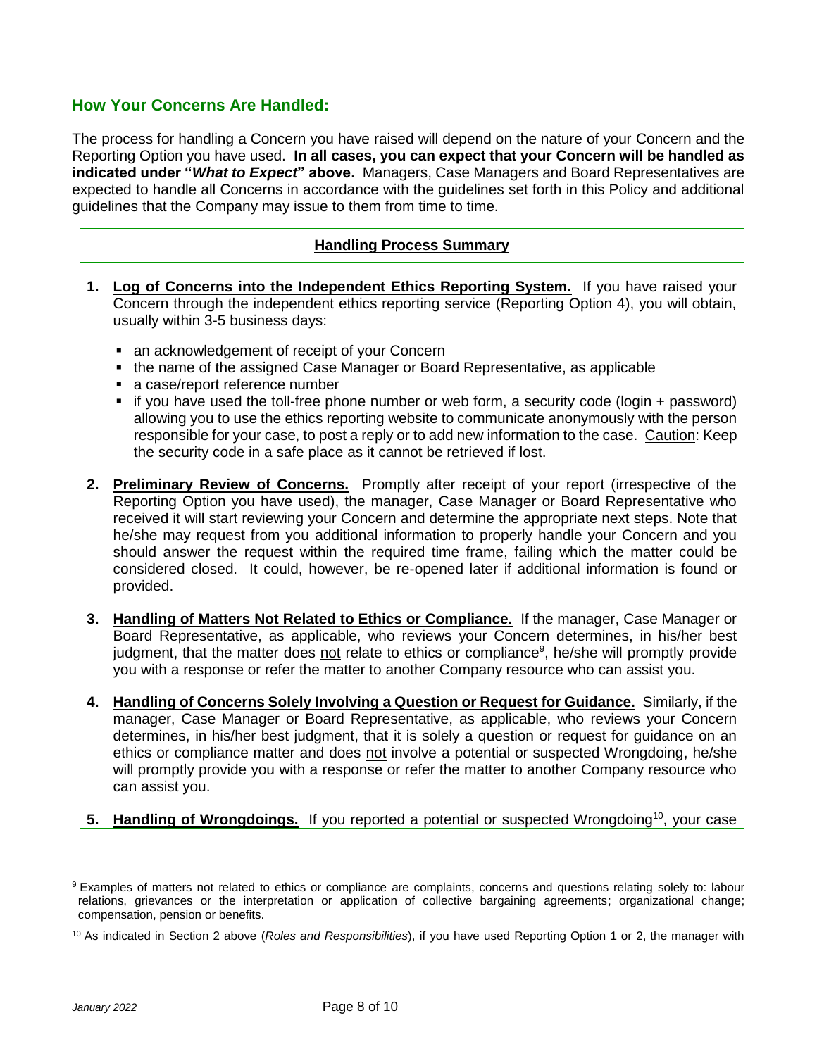## How Your Concerns Are Handled:

The process for handling a Concern you have raised will depend on the nature of your Concern and the Reporting Option you have used. **In all cases, you can expect that your Concern will be handled as indicated under "*What to Expect*" above.** Managers, Case Managers and Board Representatives are expected to handle all Concerns in accordance with the guidelines set forth in this Policy and additional guidelines that the Company may issue to them from time to time.

**Handling Process Summary**

1. **Log of Concerns into the Independent Ethics Reporting System.** If you have raised your Concern through the independent ethics reporting service (Reporting Option 4), you will obtain, usually within 3-5 business days:
   - an acknowledgement of receipt of your Concern
   - the name of the assigned Case Manager or Board Representative, as applicable
   - a case/report reference number
   - if you have used the toll-free phone number or web form, a security code (login + password) allowing you to use the ethics reporting website to communicate anonymously with the person responsible for your case, to post a reply or to add new information to the case. Caution: Keep the security code in a safe place as it cannot be retrieved if lost.

2. **Preliminary Review of Concerns.** Promptly after receipt of your report (irrespective of the Reporting Option you have used), the manager, Case Manager or Board Representative who received it will start reviewing your Concern and determine the appropriate next steps. Note that he/she may request from you additional information to properly handle your Concern and you should answer the request within the required time frame, failing which the matter could be considered closed. It could, however, be re-opened later if additional information is found or provided.

3. **Handling of Matters Not Related to Ethics or Compliance.** If the manager, Case Manager or Board Representative, as applicable, who reviews your Concern determines, in his/her best judgment, that the matter does not relate to ethics or compliance[9], he/she will promptly provide you with a response or refer the matter to another Company resource who can assist you.

4. **Handling of Concerns Solely Involving a Question or Request for Guidance.** Similarly, if the manager, Case Manager or Board Representative, as applicable, who reviews your Concern determines, in his/her best judgment, that it is solely a question or request for guidance on an ethics or compliance matter and does not involve a potential or suspected Wrongdoing, he/she will promptly provide you with a response or refer the matter to another Company resource who can assist you.

5. **Handling of Wrongdoings.** If you reported a potential or suspected Wrongdoing[10], your case

---

[9] Examples of matters not related to ethics or compliance are complaints, concerns and questions relating solely to: labour relations, grievances or the interpretation or application of collective bargaining agreements; organizational change; compensation, pension or benefits.

[10] As indicated in Section 2 above (*Roles and Responsibilities*), if you have used Reporting Option 1 or 2, the manager with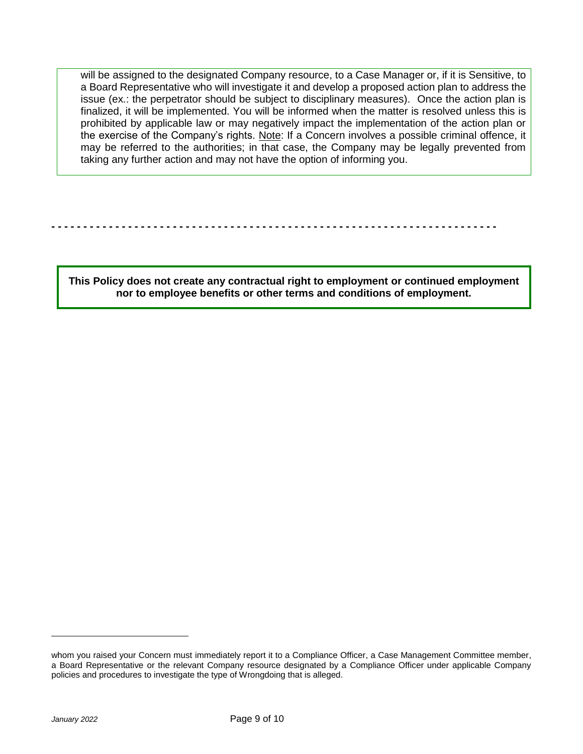will be assigned to the designated Company resource, to a Case Manager or, if it is Sensitive, to a Board Representative who will investigate it and develop a proposed action plan to address the issue (ex.: the perpetrator should be subject to disciplinary measures). Once the action plan is finalized, it will be implemented. You will be informed when the matter is resolved unless this is prohibited by applicable law or may negatively impact the implementation of the action plan or the exercise of the Company's rights. Note: If a Concern involves a possible criminal offence, it may be referred to the authorities; in that case, the Company may be legally prevented from taking any further action and may not have the option of informing you.

---

**This Policy does not create any contractual right to employment or continued employment nor to employee benefits or other terms and conditions of employment.**

---

whom you raised your Concern must immediately report it to a Compliance Officer, a Case Management Committee member, a Board Representative or the relevant Company resource designated by a Compliance Officer under applicable Company policies and procedures to investigate the type of Wrongdoing that is alleged.

*January 2022*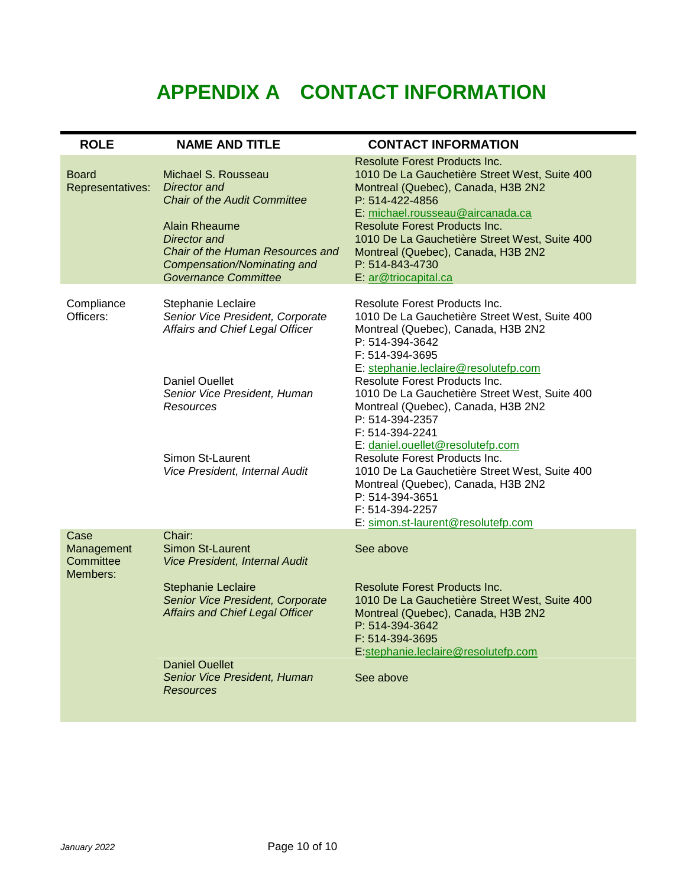# APPENDIX A CONTACT INFORMATION

| ROLE | NAME AND TITLE | CONTACT INFORMATION |
|---|---|---|
| Board Representatives: | Michael S. Rousseau<br>*Director and*<br>*Chair of the Audit Committee* | Resolute Forest Products Inc.<br>1010 De La Gauchetière Street West, Suite 400<br>Montreal (Quebec), Canada, H3B 2N2<br>P: 514-422-4856<br>E: michael.rousseau@aircanada.ca |
| | Alain Rheaume<br>*Director and*<br>*Chair of the Human Resources and Compensation/Nominating and Governance Committee* | Resolute Forest Products Inc.<br>1010 De La Gauchetière Street West, Suite 400<br>Montreal (Quebec), Canada, H3B 2N2<br>P: 514-843-4730<br>E: ar@triocapital.ca |
| Compliance Officers: | Stephanie Leclaire<br>*Senior Vice President, Corporate Affairs and Chief Legal Officer* | Resolute Forest Products Inc.<br>1010 De La Gauchetière Street West, Suite 400<br>Montreal (Quebec), Canada, H3B 2N2<br>P: 514-394-3642<br>F: 514-394-3695<br>E: stephanie.leclaire@resolutefp.com |
| | Daniel Ouellet<br>*Senior Vice President, Human Resources* | Resolute Forest Products Inc.<br>1010 De La Gauchetière Street West, Suite 400<br>Montreal (Quebec), Canada, H3B 2N2<br>P: 514-394-2357<br>F: 514-394-2241<br>E: daniel.ouellet@resolutefp.com |
| | Simon St-Laurent<br>*Vice President, Internal Audit* | Resolute Forest Products Inc.<br>1010 De La Gauchetière Street West, Suite 400<br>Montreal (Quebec), Canada, H3B 2N2<br>P: 514-394-3651<br>F: 514-394-2257<br>E: simon.st-laurent@resolutefp.com |
| Case Management Committee Members: | Chair:<br>Simon St-Laurent<br>*Vice President, Internal Audit* | See above |
| | Stephanie Leclaire<br>*Senior Vice President, Corporate Affairs and Chief Legal Officer* | Resolute Forest Products Inc.<br>1010 De La Gauchetière Street West, Suite 400<br>Montreal (Quebec), Canada, H3B 2N2<br>P: 514-394-3642<br>F: 514-394-3695<br>E:stephanie.leclaire@resolutefp.com |
| | Daniel Ouellet<br>*Senior Vice President, Human Resources* | See above |

*January 2022*